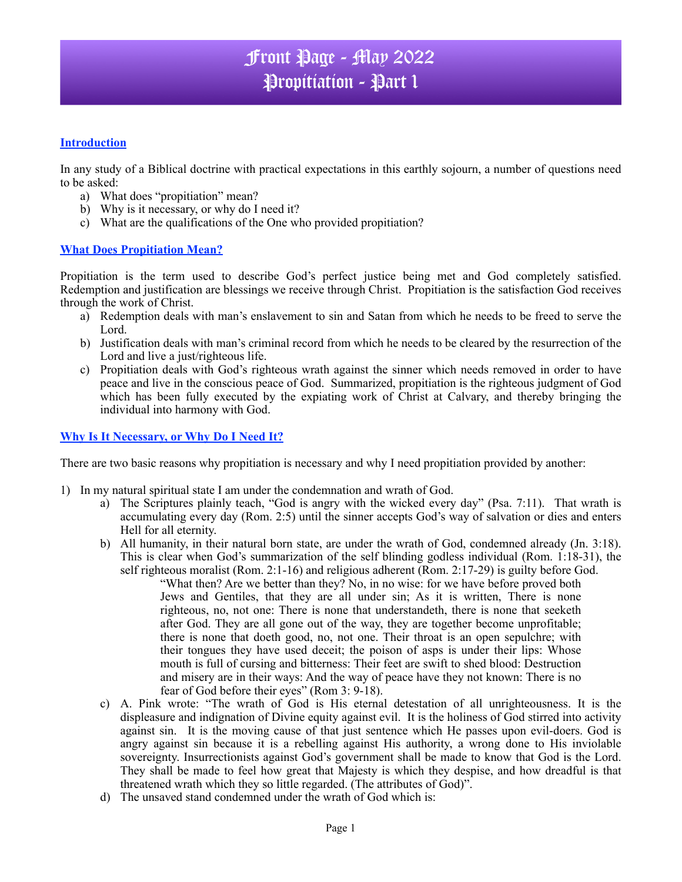# Front Page - May 2022
# Propitiation - Part 1

## Introduction

In any study of a Biblical doctrine with practical expectations in this earthly sojourn, a number of questions need to be asked:

a) What does "propitiation" mean?
b) Why is it necessary, or why do I need it?
c) What are the qualifications of the One who provided propitiation?

## What Does Propitiation Mean?

Propitiation is the term used to describe God's perfect justice being met and God completely satisfied. Redemption and justification are blessings we receive through Christ. Propitiation is the satisfaction God receives through the work of Christ.

a) Redemption deals with man's enslavement to sin and Satan from which he needs to be freed to serve the Lord.
b) Justification deals with man's criminal record from which he needs to be cleared by the resurrection of the Lord and live a just/righteous life.
c) Propitiation deals with God's righteous wrath against the sinner which needs removed in order to have peace and live in the conscious peace of God. Summarized, propitiation is the righteous judgment of God which has been fully executed by the expiating work of Christ at Calvary, and thereby bringing the individual into harmony with God.

## Why Is It Necessary, or Why Do I Need It?

There are two basic reasons why propitiation is necessary and why I need propitiation provided by another:

1) In my natural spiritual state I am under the condemnation and wrath of God.
   a) The Scriptures plainly teach, "God is angry with the wicked every day" (Psa. 7:11). That wrath is accumulating every day (Rom. 2:5) until the sinner accepts God's way of salvation or dies and enters Hell for all eternity.
   b) All humanity, in their natural born state, are under the wrath of God, condemned already (Jn. 3:18). This is clear when God's summarization of the self blinding godless individual (Rom. 1:18-31), the self righteous moralist (Rom. 2:1-16) and religious adherent (Rom. 2:17-29) is guilty before God.

      > "What then? Are we better than they? No, in no wise: for we have before proved both Jews and Gentiles, that they are all under sin; As it is written, There is none righteous, no, not one: There is none that understandeth, there is none that seeketh after God. They are all gone out of the way, they are together become unprofitable; there is none that doeth good, no, not one. Their throat is an open sepulchre; with their tongues they have used deceit; the poison of asps is under their lips: Whose mouth is full of cursing and bitterness: Their feet are swift to shed blood: Destruction and misery are in their ways: And the way of peace have they not known: There is no fear of God before their eyes" (Rom 3: 9-18).

   c) A. Pink wrote: "The wrath of God is His eternal detestation of all unrighteousness. It is the displeasure and indignation of Divine equity against evil. It is the holiness of God stirred into activity against sin. It is the moving cause of that just sentence which He passes upon evil-doers. God is angry against sin because it is a rebelling against His authority, a wrong done to His inviolable sovereignty. Insurrectionists against God's government shall be made to know that God is the Lord. They shall be made to feel how great that Majesty is which they despise, and how dreadful is that threatened wrath which they so little regarded. (The attributes of God)".
   d) The unsaved stand condemned under the wrath of God which is: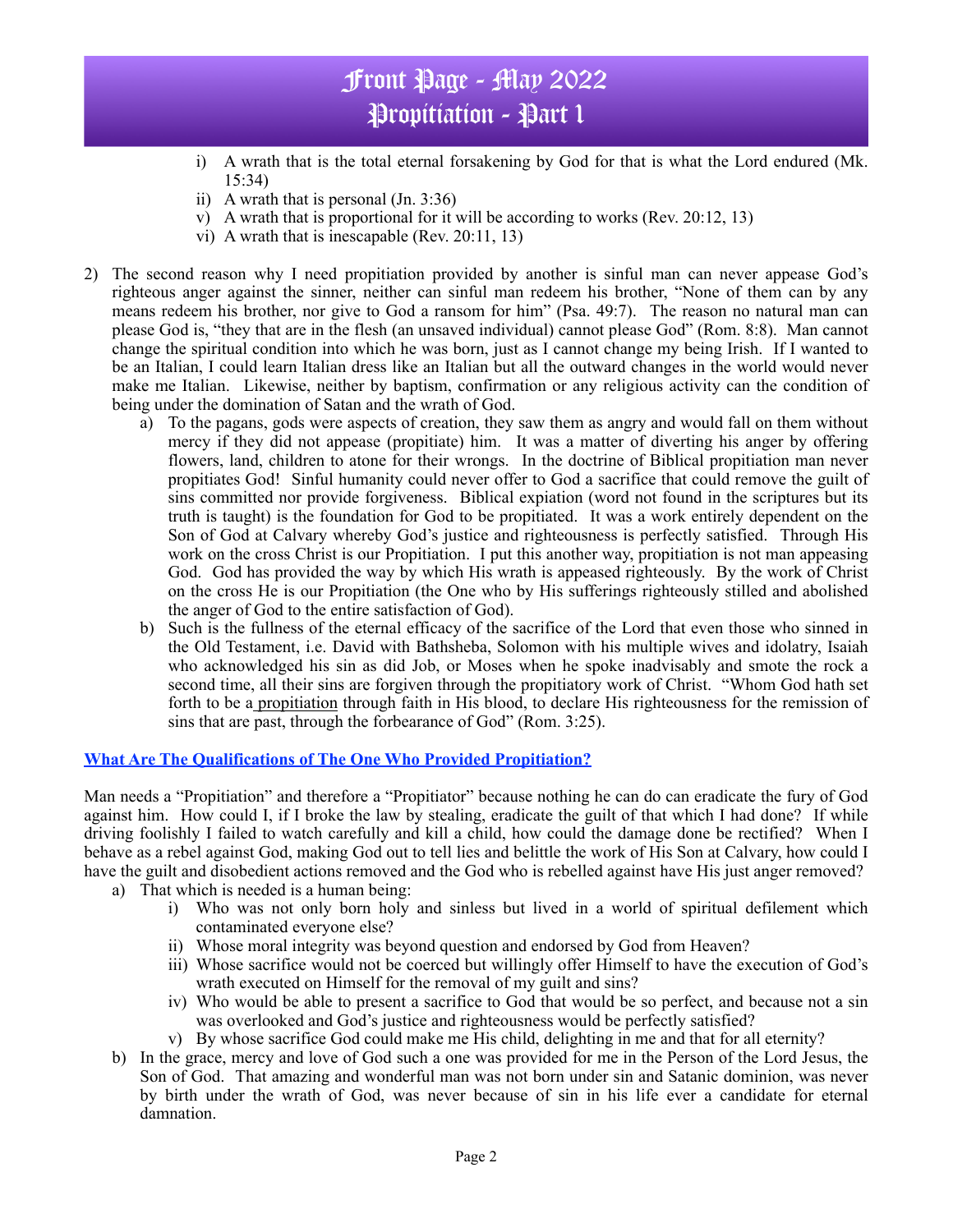i) A wrath that is the total eternal forsakening by God for that is what the Lord endured (Mk. 15:34)
ii) A wrath that is personal (Jn. 3:36)
v) A wrath that is proportional for it will be according to works (Rev. 20:12, 13)
vi) A wrath that is inescapable (Rev. 20:11, 13)

2) The second reason why I need propitiation provided by another is sinful man can never appease God's righteous anger against the sinner, neither can sinful man redeem his brother, "None of them can by any means redeem his brother, nor give to God a ransom for him" (Psa. 49:7). The reason no natural man can please God is, "they that are in the flesh (an unsaved individual) cannot please God" (Rom. 8:8). Man cannot change the spiritual condition into which he was born, just as I cannot change my being Irish. If I wanted to be an Italian, I could learn Italian dress like an Italian but all the outward changes in the world would never make me Italian. Likewise, neither by baptism, confirmation or any religious activity can the condition of being under the domination of Satan and the wrath of God.
   a) To the pagans, gods were aspects of creation, they saw them as angry and would fall on them without mercy if they did not appease (propitiate) him. It was a matter of diverting his anger by offering flowers, land, children to atone for their wrongs. In the doctrine of Biblical propitiation man never propitiates God! Sinful humanity could never offer to God a sacrifice that could remove the guilt of sins committed nor provide forgiveness. Biblical expiation (word not found in the scriptures but its truth is taught) is the foundation for God to be propitiated. It was a work entirely dependent on the Son of God at Calvary whereby God's justice and righteousness is perfectly satisfied. Through His work on the cross Christ is our Propitiation. I put this another way, propitiation is not man appeasing God. God has provided the way by which His wrath is appeased righteously. By the work of Christ on the cross He is our Propitiation (the One who by His sufferings righteously stilled and abolished the anger of God to the entire satisfaction of God).
   b) Such is the fullness of the eternal efficacy of the sacrifice of the Lord that even those who sinned in the Old Testament, i.e. David with Bathsheba, Solomon with his multiple wives and idolatry, Isaiah who acknowledged his sin as did Job, or Moses when he spoke inadvisably and smote the rock a second time, all their sins are forgiven through the propitiatory work of Christ. "Whom God hath set forth to be a propitiation through faith in His blood, to declare His righteousness for the remission of sins that are past, through the forbearance of God" (Rom. 3:25).

**What Are The Qualifications of The One Who Provided Propitiation?**

Man needs a "Propitiation" and therefore a "Propitiator" because nothing he can do can eradicate the fury of God against him. How could I, if I broke the law by stealing, eradicate the guilt of that which I had done? If while driving foolishly I failed to watch carefully and kill a child, how could the damage done be rectified? When I behave as a rebel against God, making God out to tell lies and belittle the work of His Son at Calvary, how could I have the guilt and disobedient actions removed and the God who is rebelled against have His just anger removed?

a) That which is needed is a human being:
   i) Who was not only born holy and sinless but lived in a world of spiritual defilement which contaminated everyone else?
   ii) Whose moral integrity was beyond question and endorsed by God from Heaven?
   iii) Whose sacrifice would not be coerced but willingly offer Himself to have the execution of God's wrath executed on Himself for the removal of my guilt and sins?
   iv) Who would be able to present a sacrifice to God that would be so perfect, and because not a sin was overlooked and God's justice and righteousness would be perfectly satisfied?
   v) By whose sacrifice God could make me His child, delighting in me and that for all eternity?
b) In the grace, mercy and love of God such a one was provided for me in the Person of the Lord Jesus, the Son of God. That amazing and wonderful man was not born under sin and Satanic dominion, was never by birth under the wrath of God, was never because of sin in his life ever a candidate for eternal damnation.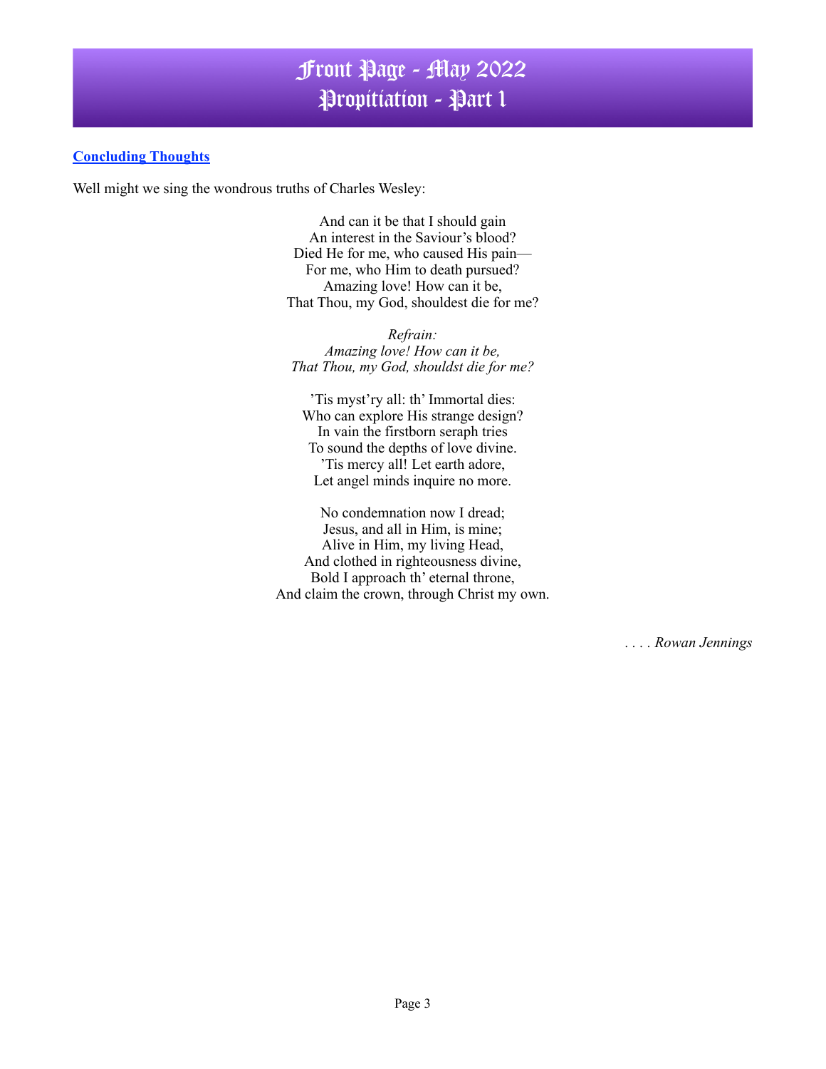# Front Page - May 2022
# Propitiation - Part 1

**Concluding Thoughts**

Well might we sing the wondrous truths of Charles Wesley:

And can it be that I should gain  
An interest in the Saviour's blood?  
Died He for me, who caused His pain—  
For me, who Him to death pursued?  
Amazing love! How can it be,  
That Thou, my God, shouldest die for me?

*Refrain:*  
*Amazing love! How can it be,*  
*That Thou, my God, shouldst die for me?*

'Tis myst'ry all: th' Immortal dies:  
Who can explore His strange design?  
In vain the firstborn seraph tries  
To sound the depths of love divine.  
'Tis mercy all! Let earth adore,  
Let angel minds inquire no more.

No condemnation now I dread;  
Jesus, and all in Him, is mine;  
Alive in Him, my living Head,  
And clothed in righteousness divine,  
Bold I approach th' eternal throne,  
And claim the crown, through Christ my own.

. . . . *Rowan Jennings*